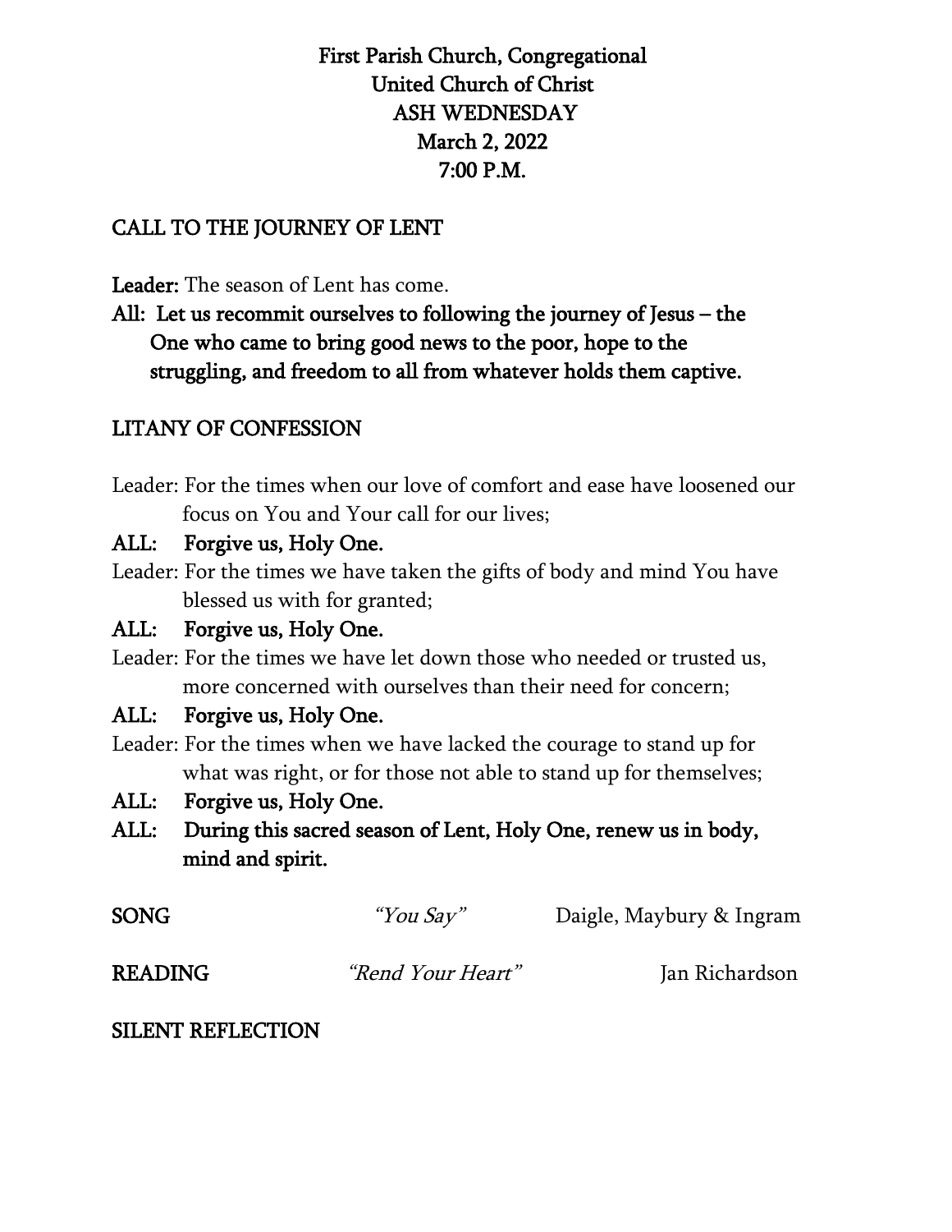# First Parish Church, Congregational
# United Church of Christ
# ASH WEDNESDAY
# March 2, 2022
# 7:00 P.M.

## CALL TO THE JOURNEY OF LENT

**Leader:** The season of Lent has come.

**All: Let us recommit ourselves to following the journey of Jesus – the One who came to bring good news to the poor, hope to the struggling, and freedom to all from whatever holds them captive.**

## LITANY OF CONFESSION

Leader: For the times when our love of comfort and ease have loosened our focus on You and Your call for our lives;

**ALL: Forgive us, Holy One.**

Leader: For the times we have taken the gifts of body and mind You have blessed us with for granted;

**ALL: Forgive us, Holy One.**

Leader: For the times we have let down those who needed or trusted us, more concerned with ourselves than their need for concern;

**ALL: Forgive us, Holy One.**

Leader: For the times when we have lacked the courage to stand up for what was right, or for those not able to stand up for themselves;

**ALL: Forgive us, Holy One.**

**ALL: During this sacred season of Lent, Holy One, renew us in body, mind and spirit.**

**SONG** *"You Say"* Daigle, Maybury & Ingram

**READING** *"Rend Your Heart"* Jan Richardson

**SILENT REFLECTION**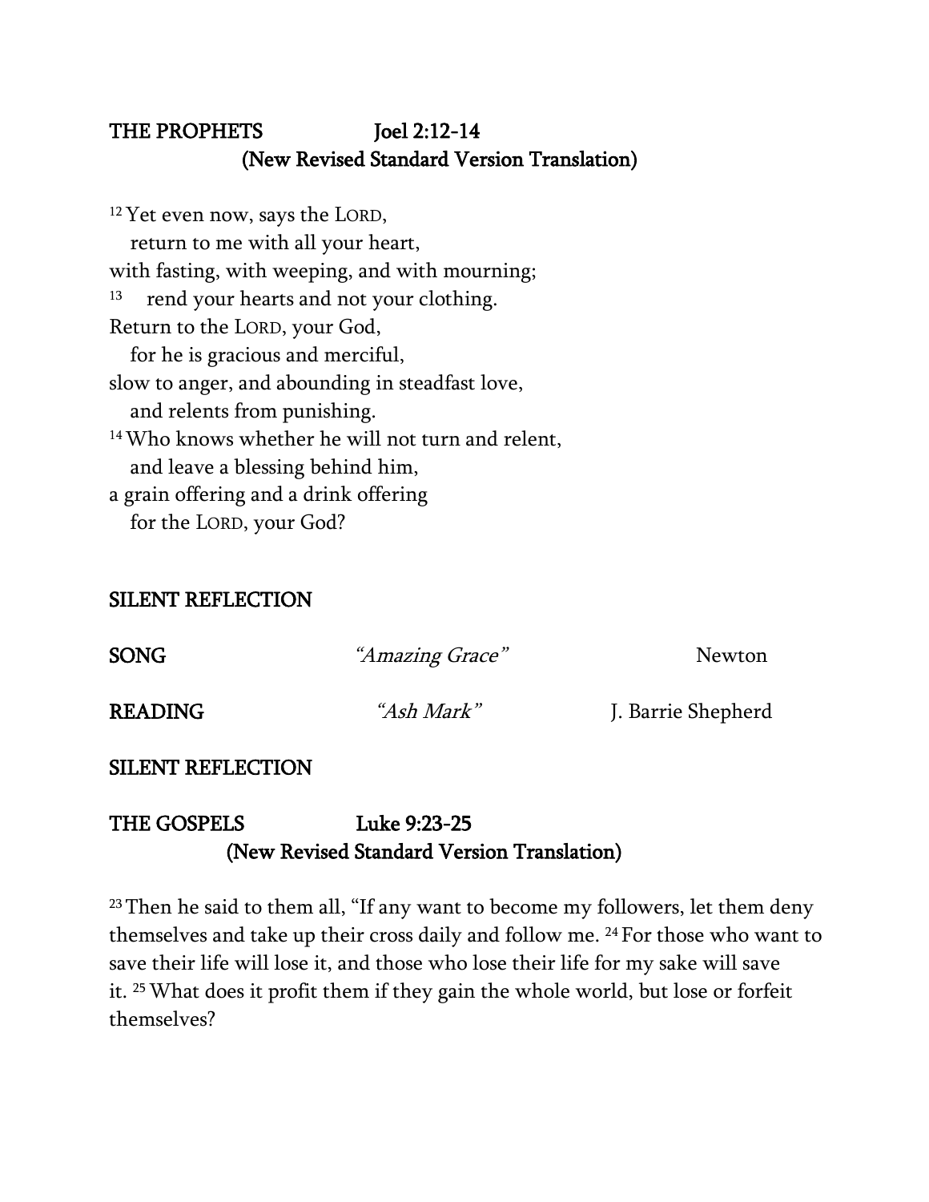**THE PROPHETS Joel 2:12-14**
**(New Revised Standard Version Translation)**

[12] Yet even now, says the LORD,
   return to me with all your heart,
with fasting, with weeping, and with mourning;
[13]   rend your hearts and not your clothing.
Return to the LORD, your God,
   for he is gracious and merciful,
slow to anger, and abounding in steadfast love,
   and relents from punishing.
[14] Who knows whether he will not turn and relent,
   and leave a blessing behind him,
a grain offering and a drink offering
   for the LORD, your God?

**SILENT REFLECTION**

**SONG** *"Amazing Grace"* Newton

**READING** *"Ash Mark"* J. Barrie Shepherd

**SILENT REFLECTION**

**THE GOSPELS Luke 9:23-25**
**(New Revised Standard Version Translation)**

[23] Then he said to them all, "If any want to become my followers, let them deny themselves and take up their cross daily and follow me. [24] For those who want to save their life will lose it, and those who lose their life for my sake will save it. [25] What does it profit them if they gain the whole world, but lose or forfeit themselves?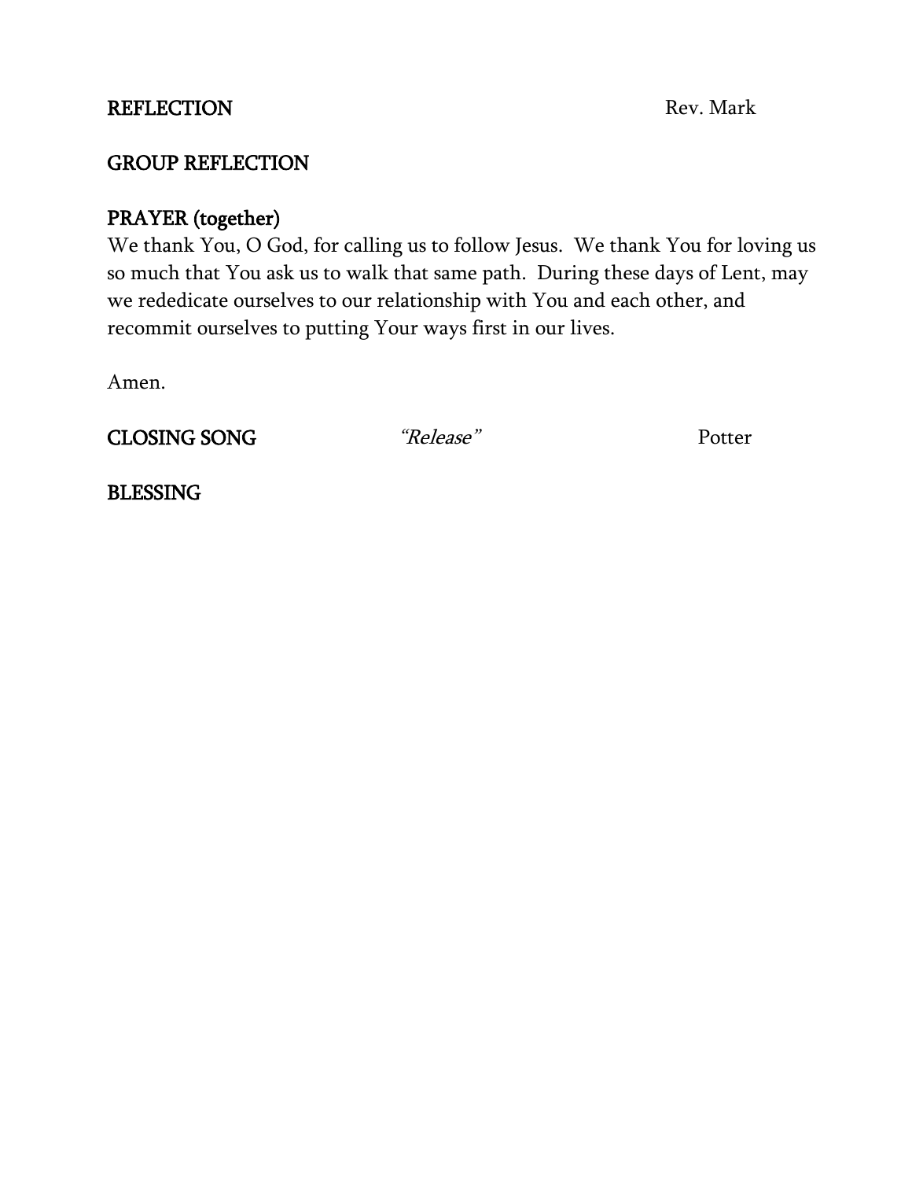**REFLECTION** Rev. Mark

**GROUP REFLECTION**

**PRAYER (together)**

We thank You, O God, for calling us to follow Jesus. We thank You for loving us so much that You ask us to walk that same path. During these days of Lent, may we rededicate ourselves to our relationship with You and each other, and recommit ourselves to putting Your ways first in our lives.

Amen.

**CLOSING SONG** *"Release"* Potter

**BLESSING**